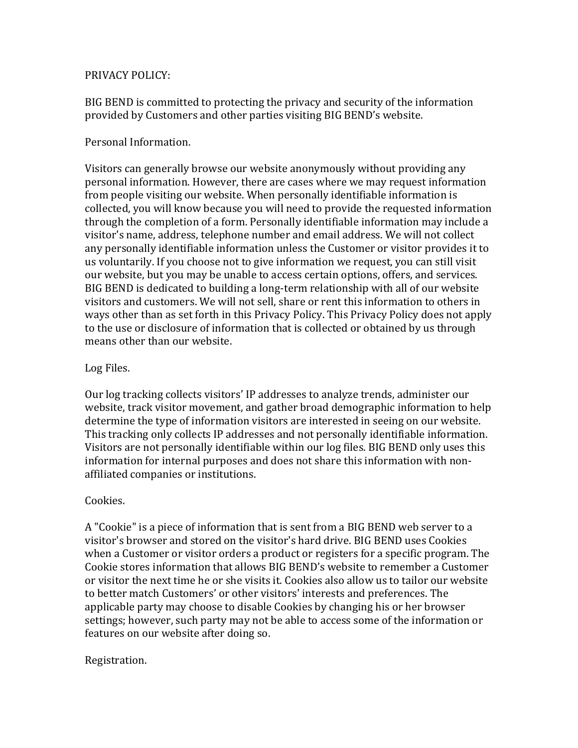# PRIVACY POLICY:

BIG BEND is committed to protecting the privacy and security of the information provided by Customers and other parties visiting BIG BEND's website.

## Personal Information.

Visitors can generally browse our website anonymously without providing any personal information. However, there are cases where we may request information from people visiting our website. When personally identifiable information is collected, you will know because you will need to provide the requested information through the completion of a form. Personally identifiable information may include a visitor's name, address, telephone number and email address. We will not collect any personally identifiable information unless the Customer or visitor provides it to us voluntarily. If you choose not to give information we request, you can still visit our website, but you may be unable to access certain options, offers, and services. BIG BEND is dedicated to building a long-term relationship with all of our website visitors and customers. We will not sell, share or rent this information to others in ways other than as set forth in this Privacy Policy. This Privacy Policy does not apply to the use or disclosure of information that is collected or obtained by us through means other than our website.

## Log Files.

Our log tracking collects visitors' IP addresses to analyze trends, administer our website, track visitor movement, and gather broad demographic information to help determine the type of information visitors are interested in seeing on our website. This tracking only collects IP addresses and not personally identifiable information. Visitors are not personally identifiable within our log files. BIG BEND only uses this information for internal purposes and does not share this information with non-affiliated companies or institutions.

## Cookies.

A "Cookie" is a piece of information that is sent from a BIG BEND web server to a visitor's browser and stored on the visitor's hard drive. BIG BEND uses Cookies when a Customer or visitor orders a product or registers for a specific program. The Cookie stores information that allows BIG BEND's website to remember a Customer or visitor the next time he or she visits it. Cookies also allow us to tailor our website to better match Customers' or other visitors' interests and preferences. The applicable party may choose to disable Cookies by changing his or her browser settings; however, such party may not be able to access some of the information or features on our website after doing so.

## Registration.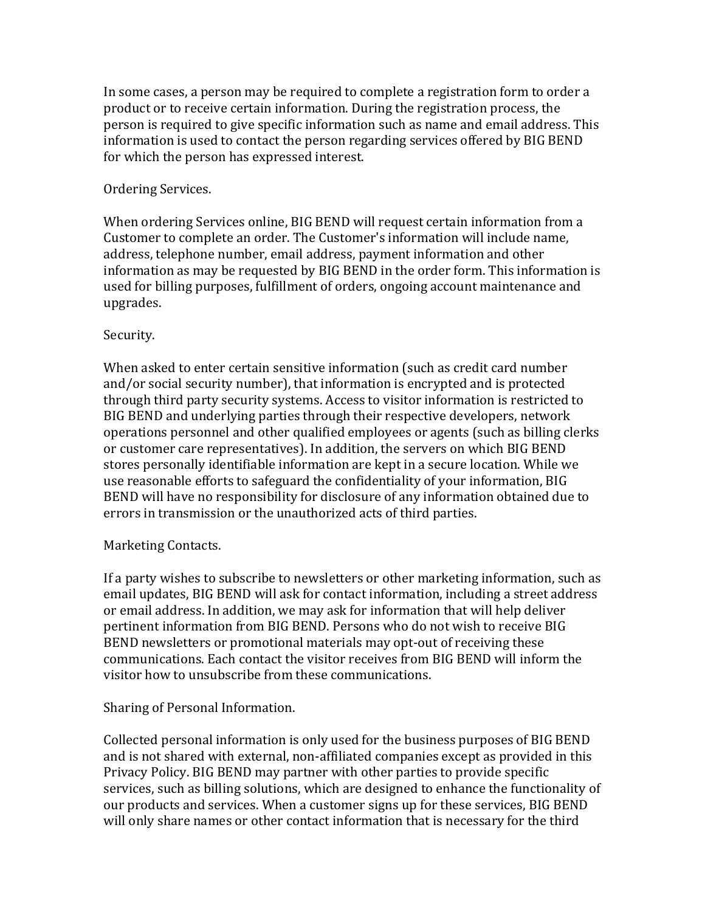In some cases, a person may be required to complete a registration form to order a product or to receive certain information. During the registration process, the person is required to give specific information such as name and email address. This information is used to contact the person regarding services offered by BIG BEND for which the person has expressed interest.

Ordering Services.

When ordering Services online, BIG BEND will request certain information from a Customer to complete an order. The Customer's information will include name, address, telephone number, email address, payment information and other information as may be requested by BIG BEND in the order form. This information is used for billing purposes, fulfillment of orders, ongoing account maintenance and upgrades.

Security.

When asked to enter certain sensitive information (such as credit card number and/or social security number), that information is encrypted and is protected through third party security systems. Access to visitor information is restricted to BIG BEND and underlying parties through their respective developers, network operations personnel and other qualified employees or agents (such as billing clerks or customer care representatives). In addition, the servers on which BIG BEND stores personally identifiable information are kept in a secure location. While we use reasonable efforts to safeguard the confidentiality of your information, BIG BEND will have no responsibility for disclosure of any information obtained due to errors in transmission or the unauthorized acts of third parties.

Marketing Contacts.

If a party wishes to subscribe to newsletters or other marketing information, such as email updates, BIG BEND will ask for contact information, including a street address or email address. In addition, we may ask for information that will help deliver pertinent information from BIG BEND. Persons who do not wish to receive BIG BEND newsletters or promotional materials may opt-out of receiving these communications. Each contact the visitor receives from BIG BEND will inform the visitor how to unsubscribe from these communications.

Sharing of Personal Information.

Collected personal information is only used for the business purposes of BIG BEND and is not shared with external, non-affiliated companies except as provided in this Privacy Policy. BIG BEND may partner with other parties to provide specific services, such as billing solutions, which are designed to enhance the functionality of our products and services. When a customer signs up for these services, BIG BEND will only share names or other contact information that is necessary for the third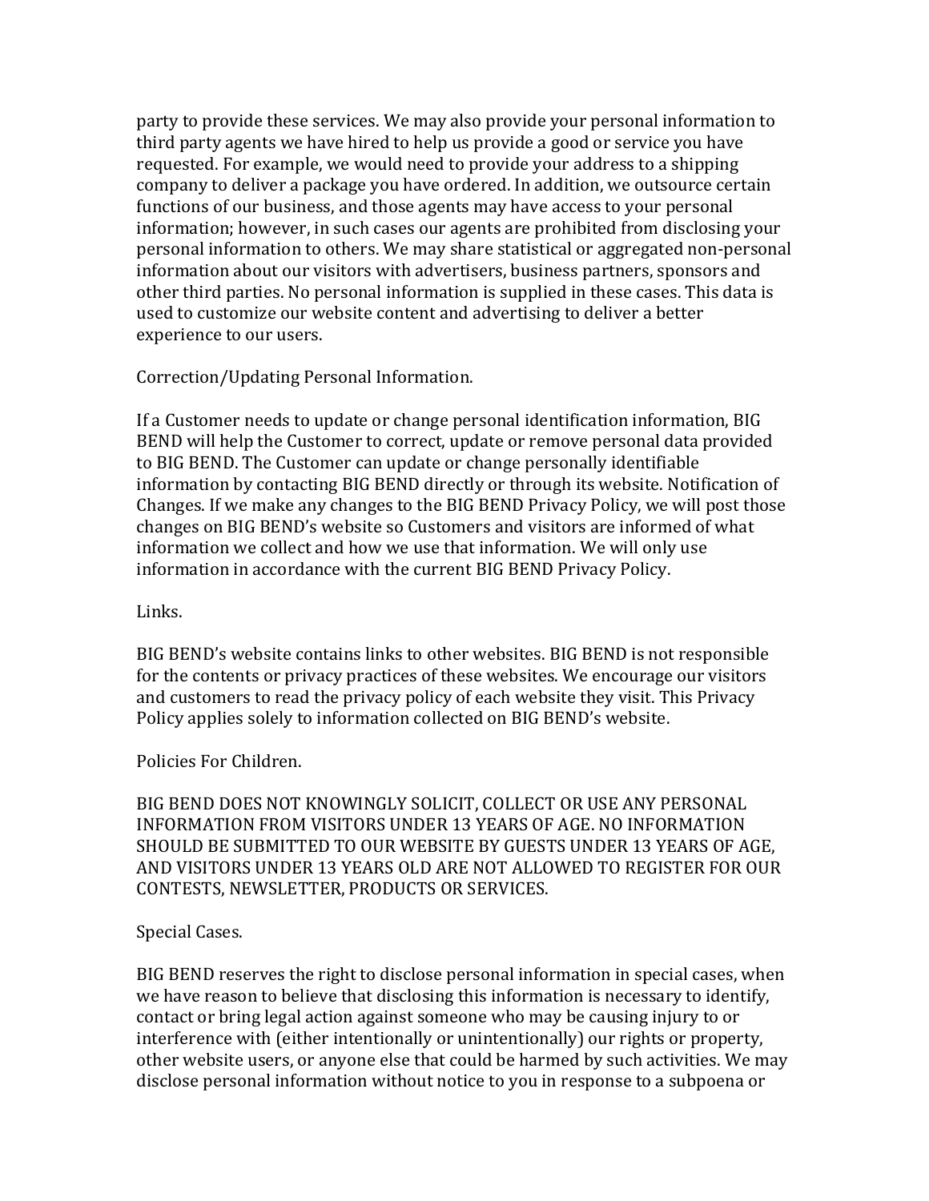party to provide these services. We may also provide your personal information to third party agents we have hired to help us provide a good or service you have requested. For example, we would need to provide your address to a shipping company to deliver a package you have ordered. In addition, we outsource certain functions of our business, and those agents may have access to your personal information; however, in such cases our agents are prohibited from disclosing your personal information to others. We may share statistical or aggregated non-personal information about our visitors with advertisers, business partners, sponsors and other third parties. No personal information is supplied in these cases. This data is used to customize our website content and advertising to deliver a better experience to our users.

Correction/Updating Personal Information.

If a Customer needs to update or change personal identification information, BIG BEND will help the Customer to correct, update or remove personal data provided to BIG BEND. The Customer can update or change personally identifiable information by contacting BIG BEND directly or through its website. Notification of Changes. If we make any changes to the BIG BEND Privacy Policy, we will post those changes on BIG BEND's website so Customers and visitors are informed of what information we collect and how we use that information. We will only use information in accordance with the current BIG BEND Privacy Policy.

Links.

BIG BEND's website contains links to other websites. BIG BEND is not responsible for the contents or privacy practices of these websites. We encourage our visitors and customers to read the privacy policy of each website they visit. This Privacy Policy applies solely to information collected on BIG BEND's website.

Policies For Children.

BIG BEND DOES NOT KNOWINGLY SOLICIT, COLLECT OR USE ANY PERSONAL INFORMATION FROM VISITORS UNDER 13 YEARS OF AGE. NO INFORMATION SHOULD BE SUBMITTED TO OUR WEBSITE BY GUESTS UNDER 13 YEARS OF AGE, AND VISITORS UNDER 13 YEARS OLD ARE NOT ALLOWED TO REGISTER FOR OUR CONTESTS, NEWSLETTER, PRODUCTS OR SERVICES.

Special Cases.

BIG BEND reserves the right to disclose personal information in special cases, when we have reason to believe that disclosing this information is necessary to identify, contact or bring legal action against someone who may be causing injury to or interference with (either intentionally or unintentionally) our rights or property, other website users, or anyone else that could be harmed by such activities. We may disclose personal information without notice to you in response to a subpoena or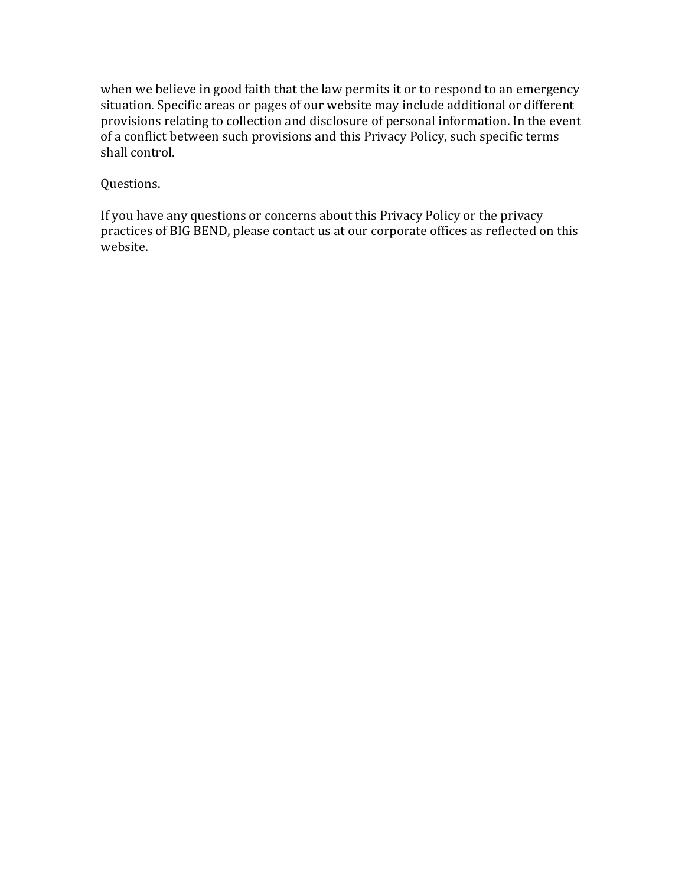when we believe in good faith that the law permits it or to respond to an emergency situation. Specific areas or pages of our website may include additional or different provisions relating to collection and disclosure of personal information. In the event of a conflict between such provisions and this Privacy Policy, such specific terms shall control.

Questions.

If you have any questions or concerns about this Privacy Policy or the privacy practices of BIG BEND, please contact us at our corporate offices as reflected on this website.